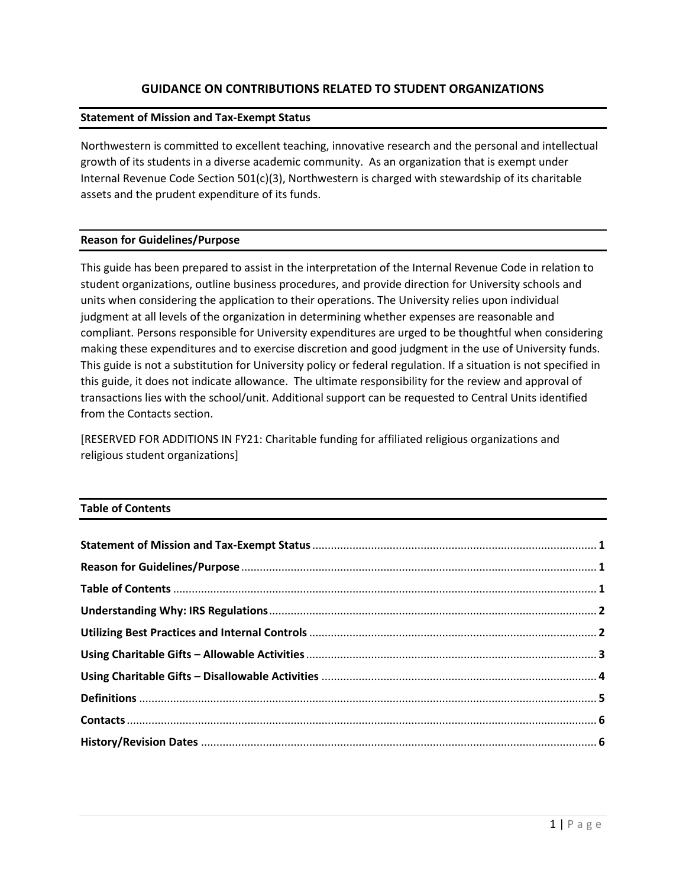# GUIDANCE ON CONTRIBUTIONS RELATED TO STUDENT ORGANIZATIONS

## Statement of Mission and Tax-Exempt Status

Northwestern is committed to excellent teaching, innovative research and the personal and intellectual growth of its students in a diverse academic community. As an organization that is exempt under Internal Revenue Code Section 501(c)(3), Northwestern is charged with stewardship of its charitable assets and the prudent expenditure of its funds.

## Reason for Guidelines/Purpose

This guide has been prepared to assist in the interpretation of the Internal Revenue Code in relation to student organizations, outline business procedures, and provide direction for University schools and units when considering the application to their operations. The University relies upon individual judgment at all levels of the organization in determining whether expenses are reasonable and compliant. Persons responsible for University expenditures are urged to be thoughtful when considering making these expenditures and to exercise discretion and good judgment in the use of University funds. This guide is not a substitution for University policy or federal regulation. If a situation is not specified in this guide, it does not indicate allowance. The ultimate responsibility for the review and approval of transactions lies with the school/unit. Additional support can be requested to Central Units identified from the Contacts section.

[RESERVED FOR ADDITIONS IN FY21: Charitable funding for affiliated religious organizations and religious student organizations]

## Table of Contents

**Statement of Mission and Tax-Exempt Status** ........ **1**
**Reason for Guidelines/Purpose** ........ **1**
**Table of Contents** ........ **1**
**Understanding Why: IRS Regulations** ........ **2**
**Utilizing Best Practices and Internal Controls** ........ **2**
**Using Charitable Gifts – Allowable Activities** ........ **3**
**Using Charitable Gifts – Disallowable Activities** ........ **4**
**Definitions** ........ **5**
**Contacts** ........ **6**
**History/Revision Dates** ........ **6**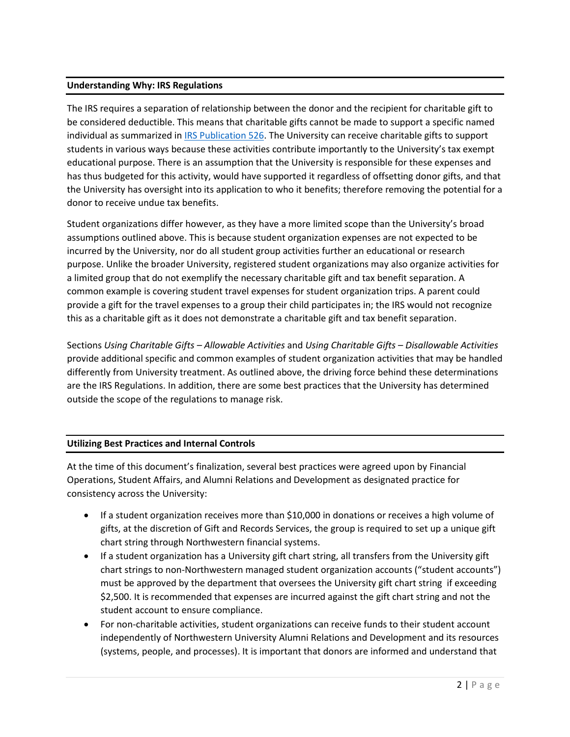## Understanding Why: IRS Regulations

The IRS requires a separation of relationship between the donor and the recipient for charitable gift to be considered deductible. This means that charitable gifts cannot be made to support a specific named individual as summarized in [IRS Publication 526](). The University can receive charitable gifts to support students in various ways because these activities contribute importantly to the University's tax exempt educational purpose. There is an assumption that the University is responsible for these expenses and has thus budgeted for this activity, would have supported it regardless of offsetting donor gifts, and that the University has oversight into its application to who it benefits; therefore removing the potential for a donor to receive undue tax benefits.

Student organizations differ however, as they have a more limited scope than the University's broad assumptions outlined above. This is because student organization expenses are not expected to be incurred by the University, nor do all student group activities further an educational or research purpose. Unlike the broader University, registered student organizations may also organize activities for a limited group that do not exemplify the necessary charitable gift and tax benefit separation. A common example is covering student travel expenses for student organization trips. A parent could provide a gift for the travel expenses to a group their child participates in; the IRS would not recognize this as a charitable gift as it does not demonstrate a charitable gift and tax benefit separation.

Sections *Using Charitable Gifts – Allowable Activities* and *Using Charitable Gifts – Disallowable Activities* provide additional specific and common examples of student organization activities that may be handled differently from University treatment. As outlined above, the driving force behind these determinations are the IRS Regulations. In addition, there are some best practices that the University has determined outside the scope of the regulations to manage risk.

## Utilizing Best Practices and Internal Controls

At the time of this document's finalization, several best practices were agreed upon by Financial Operations, Student Affairs, and Alumni Relations and Development as designated practice for consistency across the University:

- If a student organization receives more than $10,000 in donations or receives a high volume of gifts, at the discretion of Gift and Records Services, the group is required to set up a unique gift chart string through Northwestern financial systems.
- If a student organization has a University gift chart string, all transfers from the University gift chart strings to non-Northwestern managed student organization accounts ("student accounts") must be approved by the department that oversees the University gift chart string if exceeding $2,500. It is recommended that expenses are incurred against the gift chart string and not the student account to ensure compliance.
- For non-charitable activities, student organizations can receive funds to their student account independently of Northwestern University Alumni Relations and Development and its resources (systems, people, and processes). It is important that donors are informed and understand that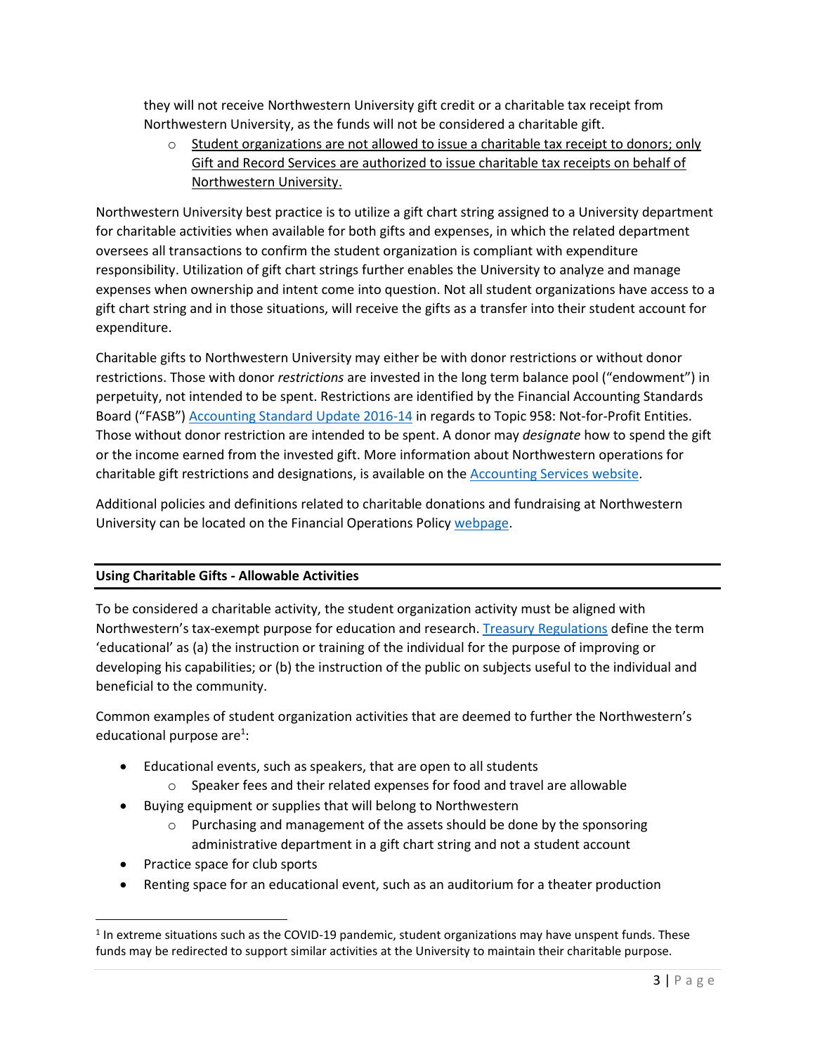they will not receive Northwestern University gift credit or a charitable tax receipt from Northwestern University, as the funds will not be considered a charitable gift.

- Student organizations are not allowed to issue a charitable tax receipt to donors; only Gift and Record Services are authorized to issue charitable tax receipts on behalf of Northwestern University.

Northwestern University best practice is to utilize a gift chart string assigned to a University department for charitable activities when available for both gifts and expenses, in which the related department oversees all transactions to confirm the student organization is compliant with expenditure responsibility. Utilization of gift chart strings further enables the University to analyze and manage expenses when ownership and intent come into question. Not all student organizations have access to a gift chart string and in those situations, will receive the gifts as a transfer into their student account for expenditure.

Charitable gifts to Northwestern University may either be with donor restrictions or without donor restrictions. Those with donor *restrictions* are invested in the long term balance pool ("endowment") in perpetuity, not intended to be spent. Restrictions are identified by the Financial Accounting Standards Board ("FASB") Accounting Standard Update 2016-14 in regards to Topic 958: Not-for-Profit Entities. Those without donor restriction are intended to be spent. A donor may *designate* how to spend the gift or the income earned from the invested gift. More information about Northwestern operations for charitable gift restrictions and designations, is available on the Accounting Services website.

Additional policies and definitions related to charitable donations and fundraising at Northwestern University can be located on the Financial Operations Policy webpage.

## Using Charitable Gifts - Allowable Activities

To be considered a charitable activity, the student organization activity must be aligned with Northwestern's tax-exempt purpose for education and research. Treasury Regulations define the term 'educational' as (a) the instruction or training of the individual for the purpose of improving or developing his capabilities; or (b) the instruction of the public on subjects useful to the individual and beneficial to the community.

Common examples of student organization activities that are deemed to further the Northwestern's educational purpose are[1]:

- Educational events, such as speakers, that are open to all students
  - Speaker fees and their related expenses for food and travel are allowable
- Buying equipment or supplies that will belong to Northwestern
  - Purchasing and management of the assets should be done by the sponsoring administrative department in a gift chart string and not a student account
- Practice space for club sports
- Renting space for an educational event, such as an auditorium for a theater production

[1] In extreme situations such as the COVID-19 pandemic, student organizations may have unspent funds. These funds may be redirected to support similar activities at the University to maintain their charitable purpose.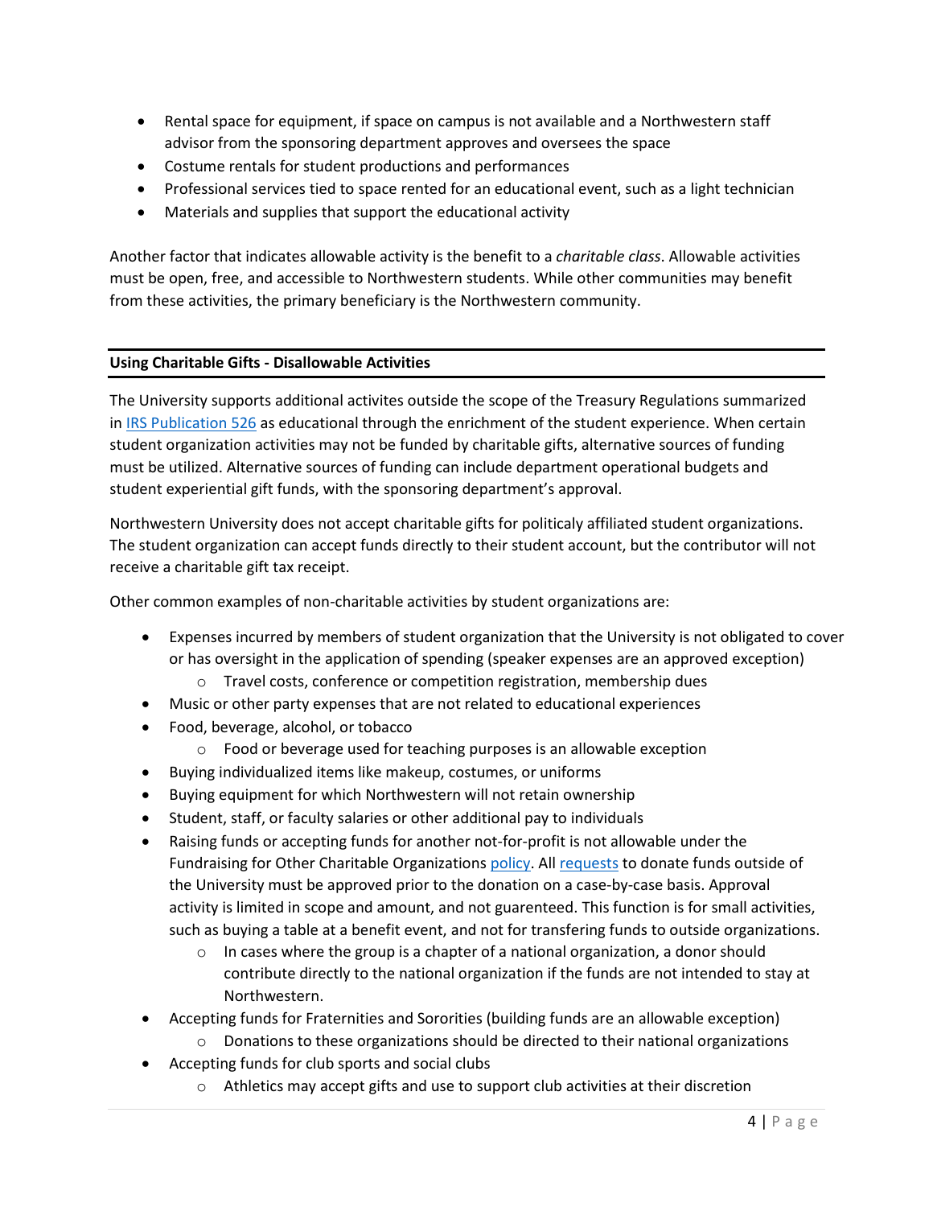- Rental space for equipment, if space on campus is not available and a Northwestern staff advisor from the sponsoring department approves and oversees the space
- Costume rentals for student productions and performances
- Professional services tied to space rented for an educational event, such as a light technician
- Materials and supplies that support the educational activity

Another factor that indicates allowable activity is the benefit to a *charitable class*. Allowable activities must be open, free, and accessible to Northwestern students. While other communities may benefit from these activities, the primary beneficiary is the Northwestern community.

## Using Charitable Gifts - Disallowable Activities

The University supports additional activites outside the scope of the Treasury Regulations summarized in IRS Publication 526 as educational through the enrichment of the student experience. When certain student organization activities may not be funded by charitable gifts, alternative sources of funding must be utilized. Alternative sources of funding can include department operational budgets and student experiential gift funds, with the sponsoring department's approval.

Northwestern University does not accept charitable gifts for politicaly affiliated student organizations. The student organization can accept funds directly to their student account, but the contributor will not receive a charitable gift tax receipt.

Other common examples of non-charitable activities by student organizations are:

- Expenses incurred by members of student organization that the University is not obligated to cover or has oversight in the application of spending (speaker expenses are an approved exception)
  - Travel costs, conference or competition registration, membership dues
- Music or other party expenses that are not related to educational experiences
- Food, beverage, alcohol, or tobacco
  - Food or beverage used for teaching purposes is an allowable exception
- Buying individualized items like makeup, costumes, or uniforms
- Buying equipment for which Northwestern will not retain ownership
- Student, staff, or faculty salaries or other additional pay to individuals
- Raising funds or accepting funds for another not-for-profit is not allowable under the Fundraising for Other Charitable Organizations policy. All requests to donate funds outside of the University must be approved prior to the donation on a case-by-case basis. Approval activity is limited in scope and amount, and not guarenteed. This function is for small activities, such as buying a table at a benefit event, and not for transfering funds to outside organizations.
  - In cases where the group is a chapter of a national organization, a donor should contribute directly to the national organization if the funds are not intended to stay at Northwestern.
- Accepting funds for Fraternities and Sororities (building funds are an allowable exception)
  - Donations to these organizations should be directed to their national organizations
- Accepting funds for club sports and social clubs
  - Athletics may accept gifts and use to support club activities at their discretion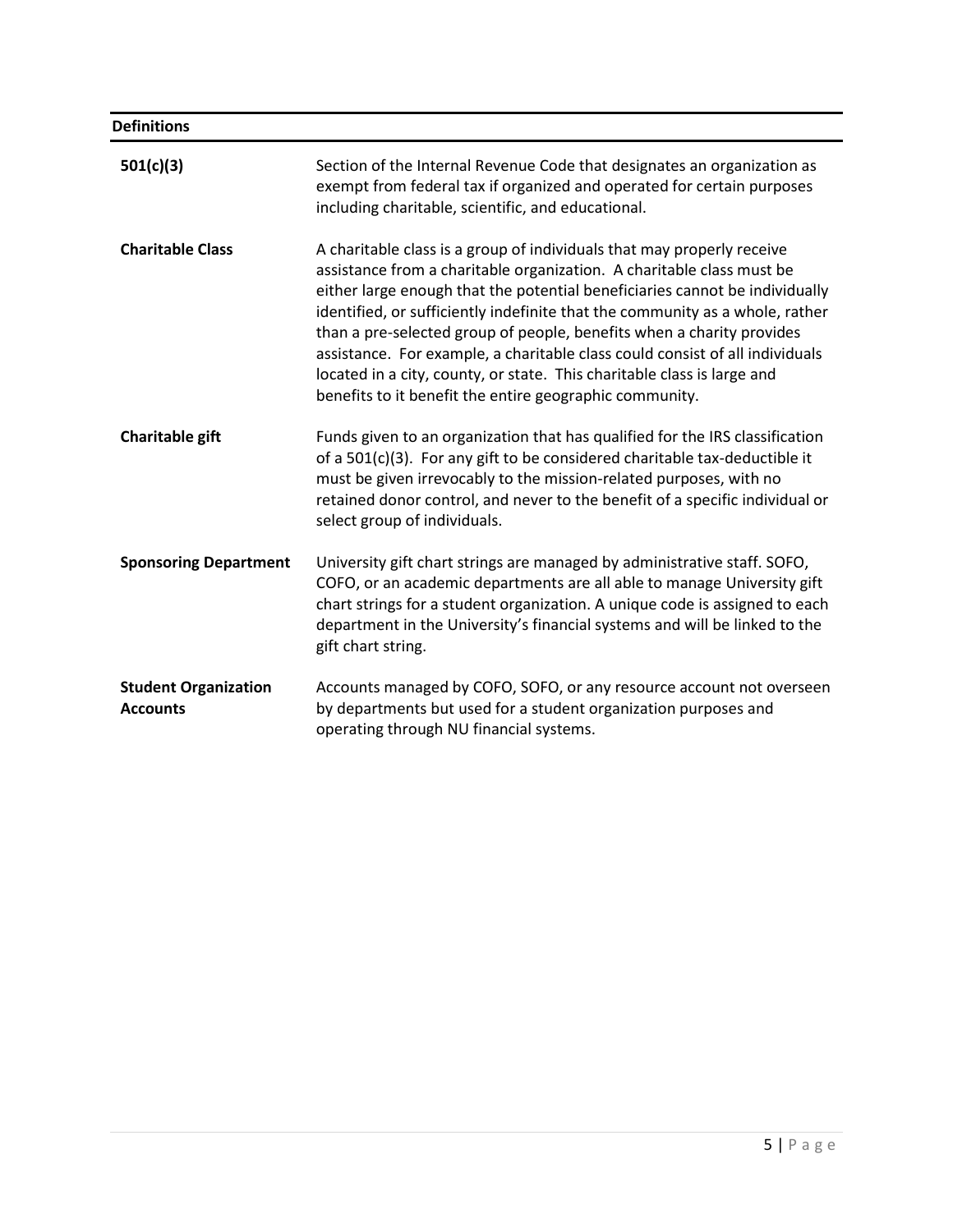## Definitions

| | |
|---|---|
| **501(c)(3)** | Section of the Internal Revenue Code that designates an organization as exempt from federal tax if organized and operated for certain purposes including charitable, scientific, and educational. |
| **Charitable Class** | A charitable class is a group of individuals that may properly receive assistance from a charitable organization. A charitable class must be either large enough that the potential beneficiaries cannot be individually identified, or sufficiently indefinite that the community as a whole, rather than a pre-selected group of people, benefits when a charity provides assistance. For example, a charitable class could consist of all individuals located in a city, county, or state. This charitable class is large and benefits to it benefit the entire geographic community. |
| **Charitable gift** | Funds given to an organization that has qualified for the IRS classification of a 501(c)(3). For any gift to be considered charitable tax-deductible it must be given irrevocably to the mission-related purposes, with no retained donor control, and never to the benefit of a specific individual or select group of individuals. |
| **Sponsoring Department** | University gift chart strings are managed by administrative staff. SOFO, COFO, or an academic departments are all able to manage University gift chart strings for a student organization. A unique code is assigned to each department in the University's financial systems and will be linked to the gift chart string. |
| **Student Organization Accounts** | Accounts managed by COFO, SOFO, or any resource account not overseen by departments but used for a student organization purposes and operating through NU financial systems. |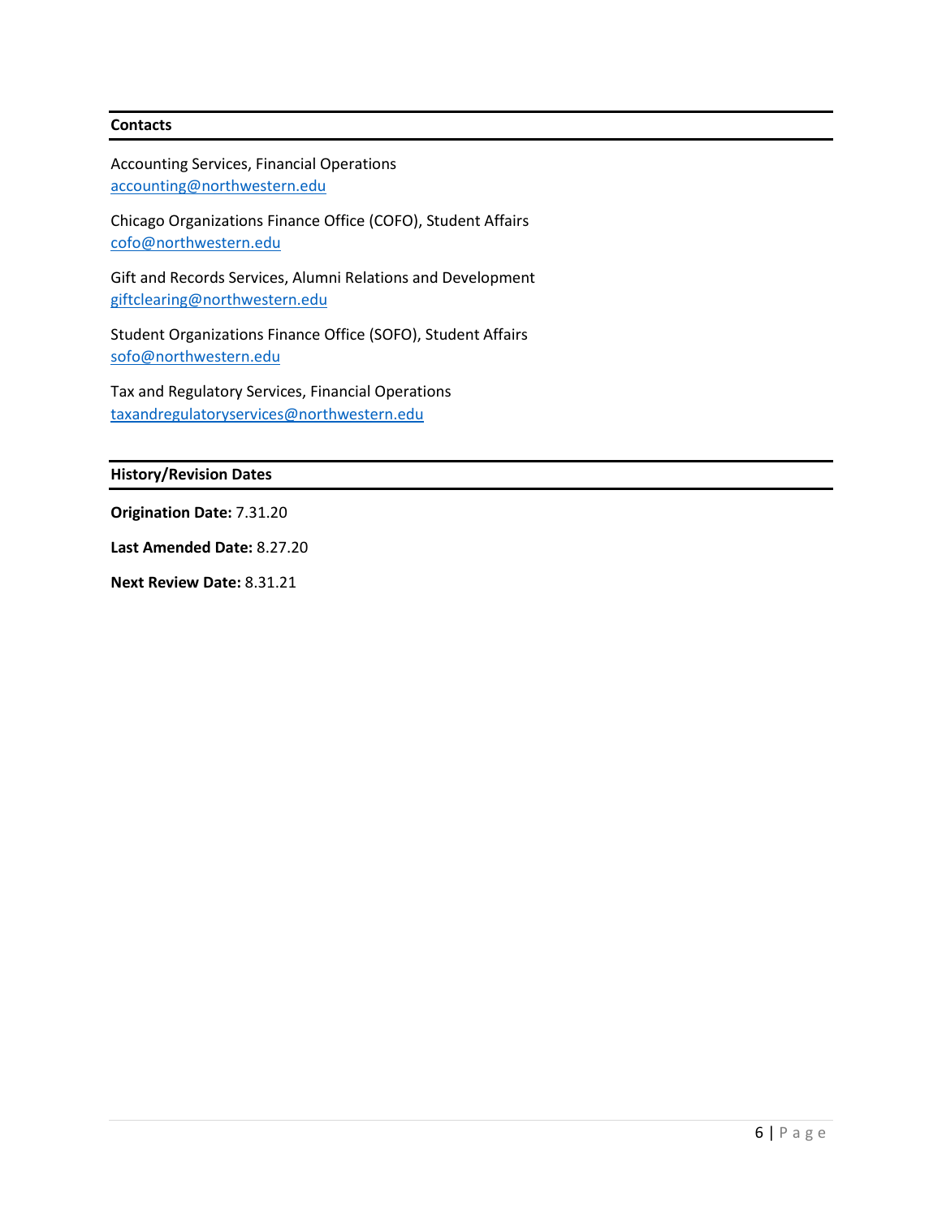## Contacts

Accounting Services, Financial Operations
accounting@northwestern.edu

Chicago Organizations Finance Office (COFO), Student Affairs
cofo@northwestern.edu

Gift and Records Services, Alumni Relations and Development
giftclearing@northwestern.edu

Student Organizations Finance Office (SOFO), Student Affairs
sofo@northwestern.edu

Tax and Regulatory Services, Financial Operations
taxandregulatoryservices@northwestern.edu

## History/Revision Dates

**Origination Date:** 7.31.20

**Last Amended Date:** 8.27.20

**Next Review Date:** 8.31.21